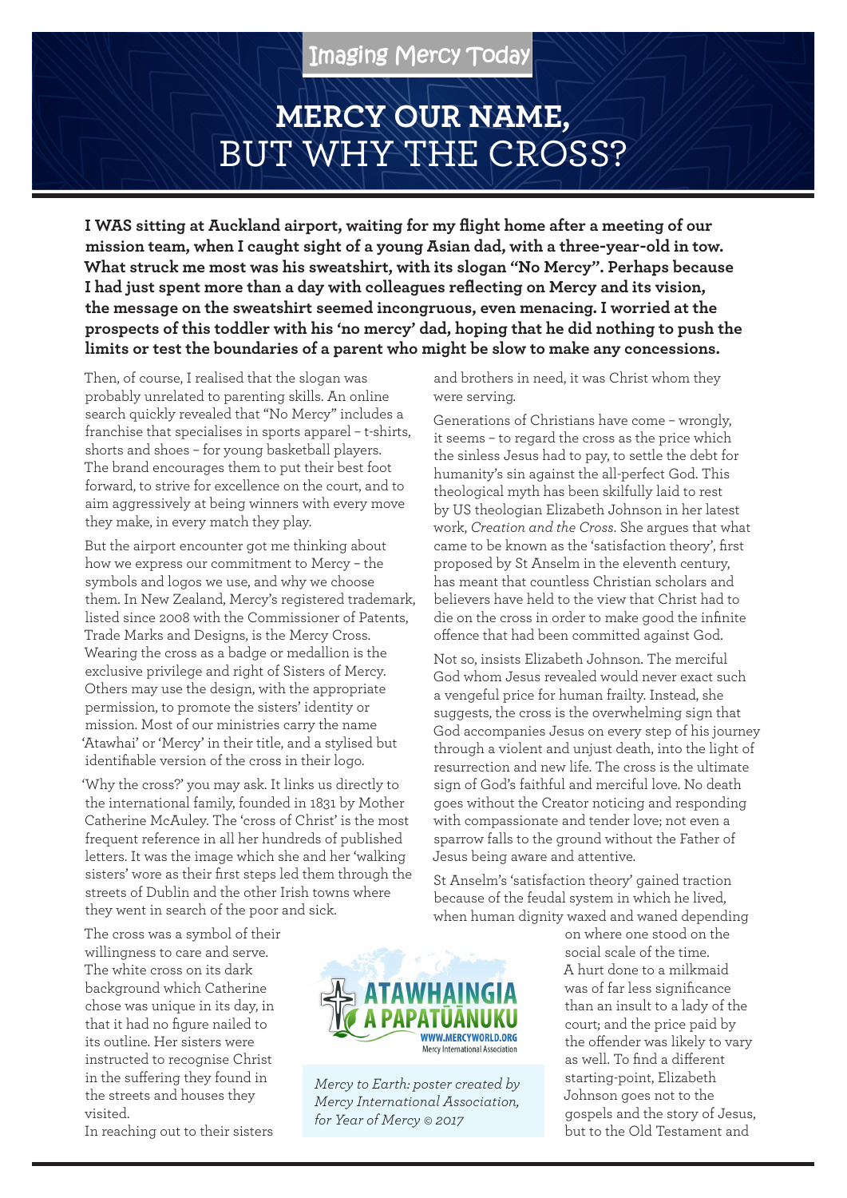Imaging Mercy Today

# MERCY OUR NAME, BUT WHY THE CROSS?

**I WAS sitting at Auckland airport, waiting for my flight home after a meeting of our mission team, when I caught sight of a young Asian dad, with a three-year-old in tow. What struck me most was his sweatshirt, with its slogan "No Mercy". Perhaps because I had just spent more than a day with colleagues reflecting on Mercy and its vision, the message on the sweatshirt seemed incongruous, even menacing. I worried at the prospects of this toddler with his 'no mercy' dad, hoping that he did nothing to push the limits or test the boundaries of a parent who might be slow to make any concessions.**

Then, of course, I realised that the slogan was probably unrelated to parenting skills. An online search quickly revealed that "No Mercy" includes a franchise that specialises in sports apparel – t-shirts, shorts and shoes – for young basketball players. The brand encourages them to put their best foot forward, to strive for excellence on the court, and to aim aggressively at being winners with every move they make, in every match they play.

But the airport encounter got me thinking about how we express our commitment to Mercy – the symbols and logos we use, and why we choose them. In New Zealand, Mercy's registered trademark, listed since 2008 with the Commissioner of Patents, Trade Marks and Designs, is the Mercy Cross. Wearing the cross as a badge or medallion is the exclusive privilege and right of Sisters of Mercy. Others may use the design, with the appropriate permission, to promote the sisters' identity or mission. Most of our ministries carry the name 'Atawhai' or 'Mercy' in their title, and a stylised but identifiable version of the cross in their logo.

'Why the cross?' you may ask. It links us directly to the international family, founded in 1831 by Mother Catherine McAuley. The 'cross of Christ' is the most frequent reference in all her hundreds of published letters. It was the image which she and her 'walking sisters' wore as their first steps led them through the streets of Dublin and the other Irish towns where they went in search of the poor and sick.

The cross was a symbol of their willingness to care and serve. The white cross on its dark background which Catherine chose was unique in its day, in that it had no figure nailed to its outline. Her sisters were instructed to recognise Christ in the suffering they found in the streets and houses they visited.

In reaching out to their sisters and brothers in need, it was Christ whom they were serving.

Generations of Christians have come – wrongly, it seems – to regard the cross as the price which the sinless Jesus had to pay, to settle the debt for humanity's sin against the all-perfect God. This theological myth has been skilfully laid to rest by US theologian Elizabeth Johnson in her latest work, *Creation and the Cross*. She argues that what came to be known as the 'satisfaction theory', first proposed by St Anselm in the eleventh century, has meant that countless Christian scholars and believers have held to the view that Christ had to die on the cross in order to make good the infinite offence that had been committed against God.

Not so, insists Elizabeth Johnson. The merciful God whom Jesus revealed would never exact such a vengeful price for human frailty. Instead, she suggests, the cross is the overwhelming sign that God accompanies Jesus on every step of his journey through a violent and unjust death, into the light of resurrection and new life. The cross is the ultimate sign of God's faithful and merciful love. No death goes without the Creator noticing and responding with compassionate and tender love; not even a sparrow falls to the ground without the Father of Jesus being aware and attentive.

St Anselm's 'satisfaction theory' gained traction because of the feudal system in which he lived, when human dignity waxed and waned depending on where one stood on the social scale of the time. A hurt done to a milkmaid was of far less significance than an insult to a lady of the court; and the price paid by the offender was likely to vary as well. To find a different starting-point, Elizabeth Johnson goes not to the gospels and the story of Jesus, but to the Old Testament and

ATAWHAINGIA A PAPATŪĀNUKU
WWW.MERCYWORLD.ORG
Mercy International Association

*Mercy to Earth: poster created by Mercy International Association, for Year of Mercy © 2017*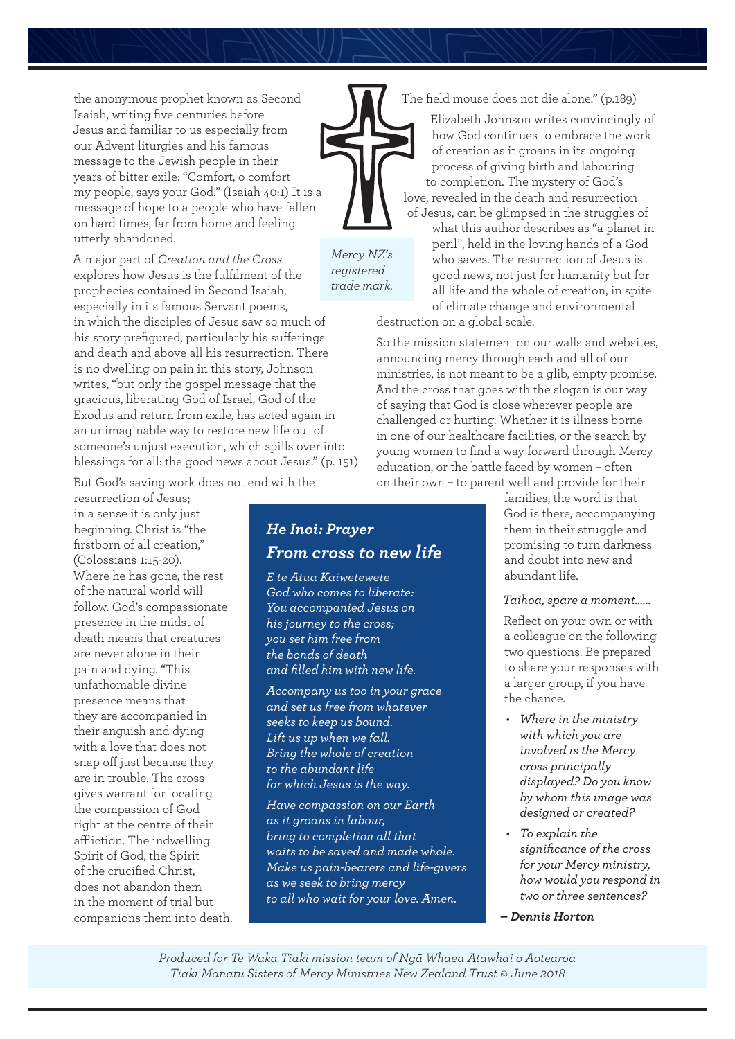the anonymous prophet known as Second Isaiah, writing five centuries before Jesus and familiar to us especially from our Advent liturgies and his famous message to the Jewish people in their years of bitter exile: "Comfort, o comfort my people, says your God." (Isaiah 40:1) It is a message of hope to a people who have fallen on hard times, far from home and feeling utterly abandoned.

A major part of *Creation and the Cross* explores how Jesus is the fulfilment of the prophecies contained in Second Isaiah, especially in its famous Servant poems, in which the disciples of Jesus saw so much of his story prefigured, particularly his sufferings and death and above all his resurrection. There is no dwelling on pain in this story, Johnson writes, "but only the gospel message that the gracious, liberating God of Israel, God of the Exodus and return from exile, has acted again in an unimaginable way to restore new life out of someone's unjust execution, which spills over into blessings for all: the good news about Jesus." (p. 151)

But God's saving work does not end with the resurrection of Jesus; in a sense it is only just beginning. Christ is "the firstborn of all creation," (Colossians 1:15-20). Where he has gone, the rest of the natural world will follow. God's compassionate presence in the midst of death means that creatures are never alone in their pain and dying. "This unfathomable divine presence means that they are accompanied in their anguish and dying with a love that does not snap off just because they are in trouble. The cross gives warrant for locating the compassion of God right at the centre of their affliction. The indwelling Spirit of God, the Spirit of the crucified Christ, does not abandon them in the moment of trial but companions them into death. The field mouse does not die alone." (p.189)

*Mercy NZ's registered trade mark.*

Elizabeth Johnson writes convincingly of how God continues to embrace the work of creation as it groans in its ongoing process of giving birth and labouring to completion. The mystery of God's love, revealed in the death and resurrection of Jesus, can be glimpsed in the struggles of what this author describes as "a planet in peril", held in the loving hands of a God who saves. The resurrection of Jesus is good news, not just for humanity but for all life and the whole of creation, in spite of climate change and environmental destruction on a global scale.

So the mission statement on our walls and websites, announcing mercy through each and all of our ministries, is not meant to be a glib, empty promise. And the cross that goes with the slogan is our way of saying that God is close wherever people are challenged or hurting. Whether it is illness borne in one of our healthcare facilities, or the search by young women to find a way forward through Mercy education, or the battle faced by women – often on their own – to parent well and provide for their families, the word is that God is there, accompanying them in their struggle and promising to turn darkness and doubt into new and abundant life.

### *He Inoi: Prayer*
### *From cross to new life*

*E te Atua Kaiwetewete*
*God who comes to liberate:*
*You accompanied Jesus on*
*his journey to the cross;*
*you set him free from*
*the bonds of death*
*and filled him with new life.*

*Accompany us too in your grace*
*and set us free from whatever*
*seeks to keep us bound.*
*Lift us up when we fall.*
*Bring the whole of creation*
*to the abundant life*
*for which Jesus is the way.*

*Have compassion on our Earth*
*as it groans in labour,*
*bring to completion all that*
*waits to be saved and made whole.*
*Make us pain-bearers and life-givers*
*as we seek to bring mercy*
*to all who wait for your love. Amen.*

*Taihoa, spare a moment……*

Reflect on your own or with a colleague on the following two questions. Be prepared to share your responses with a larger group, if you have the chance.

- *Where in the ministry with which you are involved is the Mercy cross principally displayed? Do you know by whom this image was designed or created?*
- *To explain the significance of the cross for your Mercy ministry, how would you respond in two or three sentences?*

***– Dennis Horton***

*Produced for Te Waka Tiaki mission team of Ngā Whaea Atawhai o Aotearoa Tiaki Manatū Sisters of Mercy Ministries New Zealand Trust © June 2018*